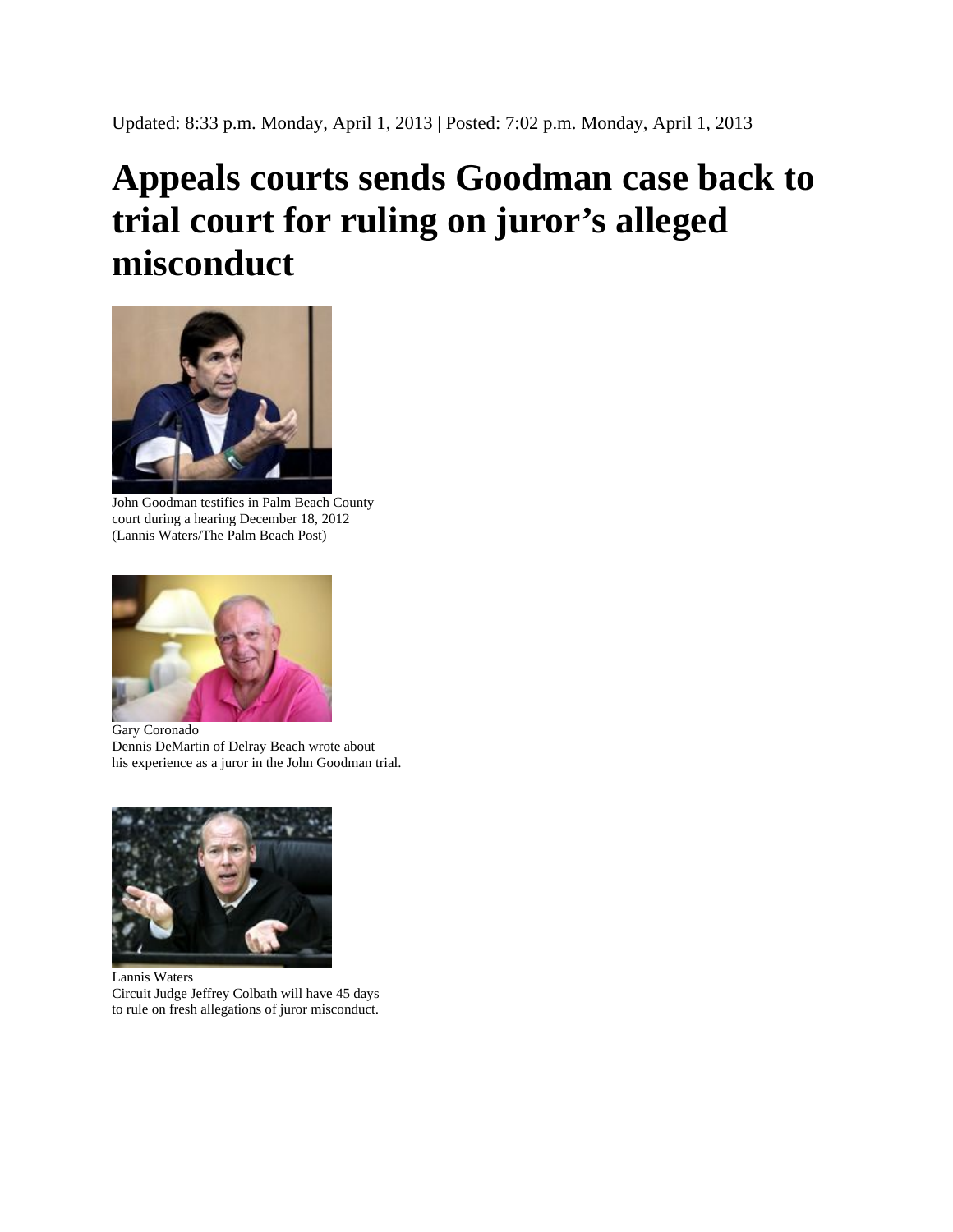Updated: 8:33 p.m. Monday, April 1, 2013 | Posted: 7:02 p.m. Monday, April 1, 2013

# Appeals courts sends Goodman case back to trial court for ruling on juror's alleged misconduct

John Goodman testifies in Palm Beach County court during a hearing December 18, 2012 (Lannis Waters/The Palm Beach Post)

Gary Coronado
Dennis DeMartin of Delray Beach wrote about his experience as a juror in the John Goodman trial.

Lannis Waters
Circuit Judge Jeffrey Colbath will have 45 days to rule on fresh allegations of juror misconduct.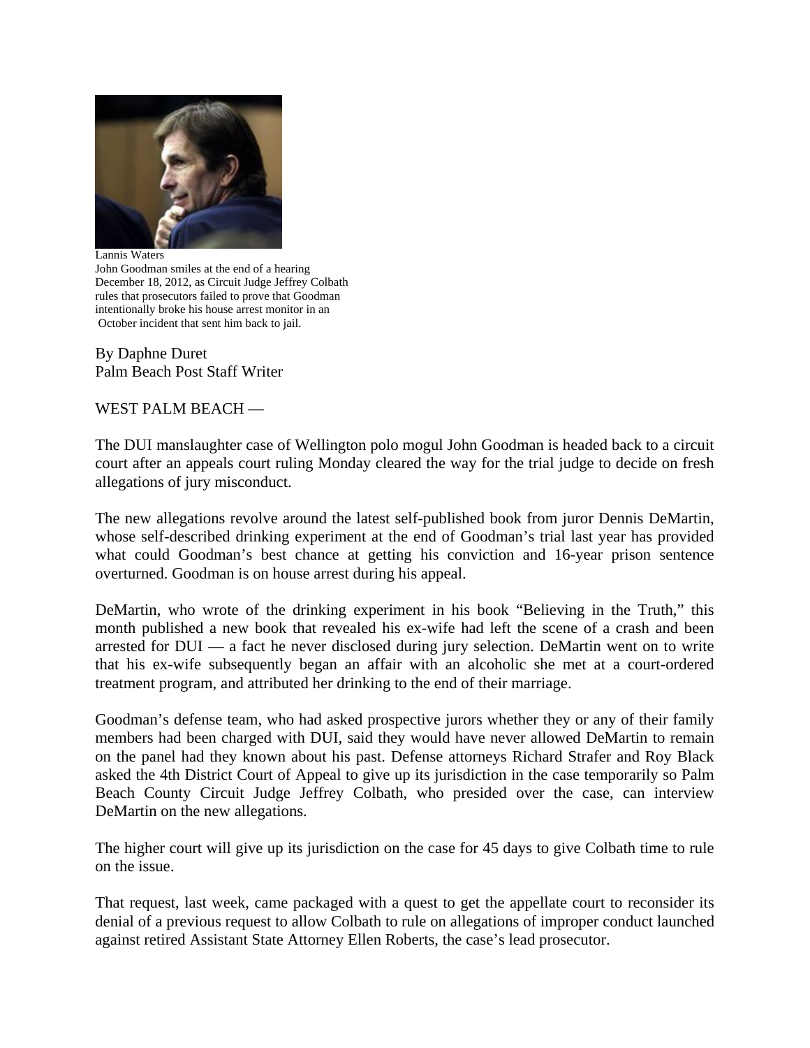Lannis Waters
John Goodman smiles at the end of a hearing December 18, 2012, as Circuit Judge Jeffrey Colbath rules that prosecutors failed to prove that Goodman intentionally broke his house arrest monitor in an October incident that sent him back to jail.

By Daphne Duret
Palm Beach Post Staff Writer

WEST PALM BEACH —

The DUI manslaughter case of Wellington polo mogul John Goodman is headed back to a circuit court after an appeals court ruling Monday cleared the way for the trial judge to decide on fresh allegations of jury misconduct.

The new allegations revolve around the latest self-published book from juror Dennis DeMartin, whose self-described drinking experiment at the end of Goodman's trial last year has provided what could Goodman's best chance at getting his conviction and 16-year prison sentence overturned. Goodman is on house arrest during his appeal.

DeMartin, who wrote of the drinking experiment in his book "Believing in the Truth," this month published a new book that revealed his ex-wife had left the scene of a crash and been arrested for DUI — a fact he never disclosed during jury selection. DeMartin went on to write that his ex-wife subsequently began an affair with an alcoholic she met at a court-ordered treatment program, and attributed her drinking to the end of their marriage.

Goodman's defense team, who had asked prospective jurors whether they or any of their family members had been charged with DUI, said they would have never allowed DeMartin to remain on the panel had they known about his past. Defense attorneys Richard Strafer and Roy Black asked the 4th District Court of Appeal to give up its jurisdiction in the case temporarily so Palm Beach County Circuit Judge Jeffrey Colbath, who presided over the case, can interview DeMartin on the new allegations.

The higher court will give up its jurisdiction on the case for 45 days to give Colbath time to rule on the issue.

That request, last week, came packaged with a quest to get the appellate court to reconsider its denial of a previous request to allow Colbath to rule on allegations of improper conduct launched against retired Assistant State Attorney Ellen Roberts, the case's lead prosecutor.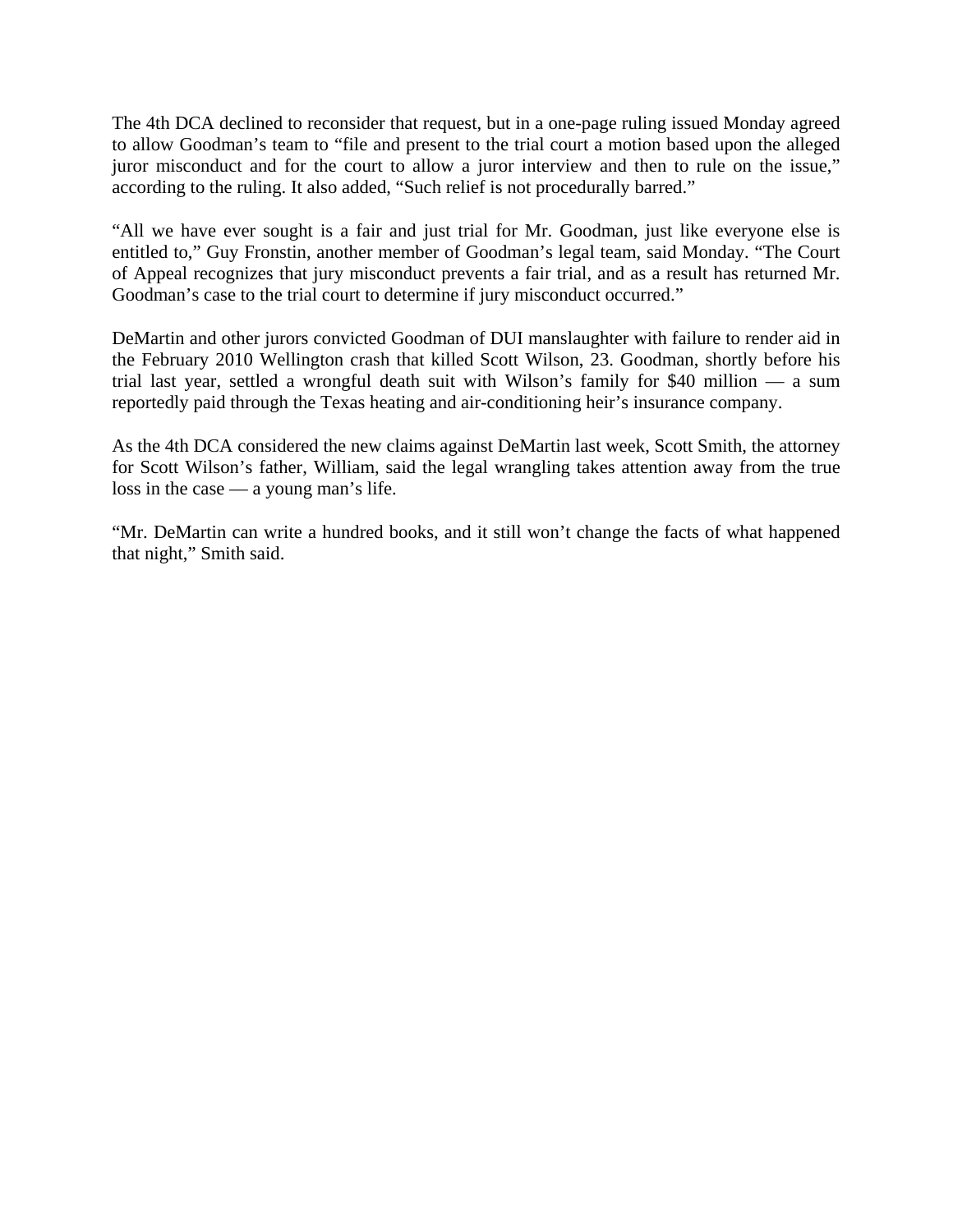The 4th DCA declined to reconsider that request, but in a one-page ruling issued Monday agreed to allow Goodman's team to "file and present to the trial court a motion based upon the alleged juror misconduct and for the court to allow a juror interview and then to rule on the issue," according to the ruling. It also added, "Such relief is not procedurally barred."

"All we have ever sought is a fair and just trial for Mr. Goodman, just like everyone else is entitled to," Guy Fronstin, another member of Goodman's legal team, said Monday. "The Court of Appeal recognizes that jury misconduct prevents a fair trial, and as a result has returned Mr. Goodman's case to the trial court to determine if jury misconduct occurred."

DeMartin and other jurors convicted Goodman of DUI manslaughter with failure to render aid in the February 2010 Wellington crash that killed Scott Wilson, 23. Goodman, shortly before his trial last year, settled a wrongful death suit with Wilson's family for $40 million — a sum reportedly paid through the Texas heating and air-conditioning heir's insurance company.

As the 4th DCA considered the new claims against DeMartin last week, Scott Smith, the attorney for Scott Wilson's father, William, said the legal wrangling takes attention away from the true loss in the case — a young man's life.

"Mr. DeMartin can write a hundred books, and it still won't change the facts of what happened that night," Smith said.